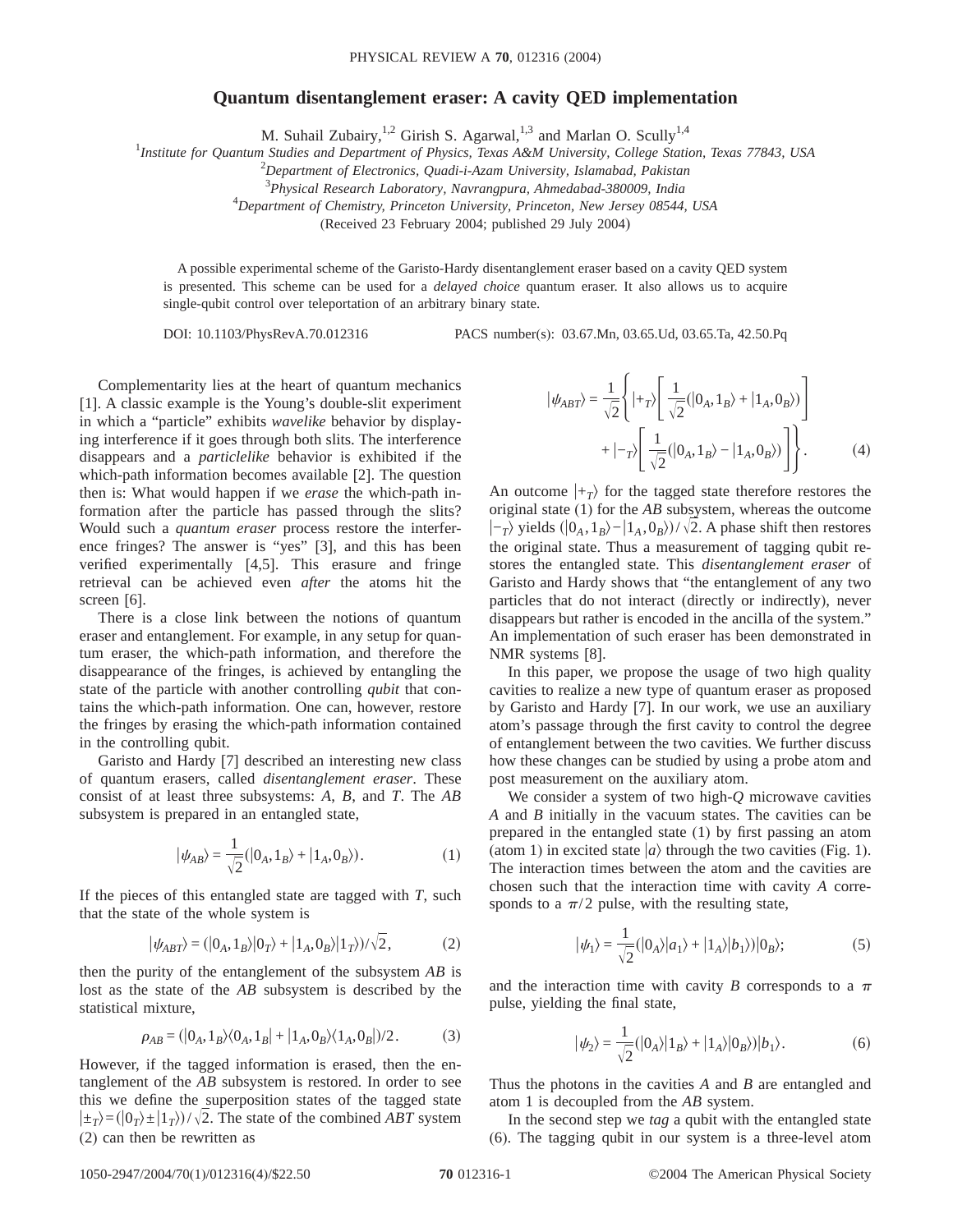# Quantum disentanglement eraser: A cavity QED implementation

M. Suhail Zubairy,[1,2] Girish S. Agarwal,[1,3] and Marlan O. Scully[1,4]

[1]*Institute for Quantum Studies and Department of Physics, Texas A&M University, College Station, Texas 77843, USA*
[2]*Department of Electronics, Quadi-i-Azam University, Islamabad, Pakistan*
[3]*Physical Research Laboratory, Navrangpura, Ahmedabad-380009, India*
[4]*Department of Chemistry, Princeton University, Princeton, New Jersey 08544, USA*

(Received 23 February 2004; published 29 July 2004)

A possible experimental scheme of the Garisto-Hardy disentanglement eraser based on a cavity QED system is presented. This scheme can be used for a *delayed choice* quantum eraser. It also allows us to acquire single-qubit control over teleportation of an arbitrary binary state.

DOI: 10.1103/PhysRevA.70.012316 PACS number(s): 03.67.Mn, 03.65.Ud, 03.65.Ta, 42.50.Pq

Complementarity lies at the heart of quantum mechanics [1]. A classic example is the Young's double-slit experiment in which a "particle" exhibits *wavelike* behavior by displaying interference if it goes through both slits. The interference disappears and a *particlelike* behavior is exhibited if the which-path information becomes available [2]. The question then is: What would happen if we *erase* the which-path information after the particle has passed through the slits? Would such a *quantum eraser* process restore the interference fringes? The answer is "yes" [3], and this has been verified experimentally [4,5]. This erasure and fringe retrieval can be achieved even *after* the atoms hit the screen [6].

There is a close link between the notions of quantum eraser and entanglement. For example, in any setup for quantum eraser, the which-path information, and therefore the disappearance of the fringes, is achieved by entangling the state of the particle with another controlling *qubit* that contains the which-path information. One can, however, restore the fringes by erasing the which-path information contained in the controlling qubit.

Garisto and Hardy [7] described an interesting new class of quantum erasers, called *disentanglement eraser*. These consist of at least three subsystems: *A*, *B*, and *T*. The *AB* subsystem is prepared in an entangled state,

$$|\psi_{AB}\rangle = \frac{1}{\sqrt{2}}(|0_A,1_B\rangle + |1_A,0_B\rangle). \tag{1}$$

If the pieces of this entangled state are tagged with *T*, such that the state of the whole system is

$$|\psi_{ABT}\rangle = (|0_A,1_B\rangle|0_T\rangle + |1_A,0_B\rangle|1_T\rangle)/\sqrt{2}, \tag{2}$$

then the purity of the entanglement of the subsystem *AB* is lost as the state of the *AB* subsystem is described by the statistical mixture,

$$\rho_{AB} = (|0_A,1_B\rangle\langle 0_A,1_B| + |1_A,0_B\rangle\langle 1_A,0_B|)/2. \tag{3}$$

However, if the tagged information is erased, then the entanglement of the *AB* subsystem is restored. In order to see this we define the superposition states of the tagged state $|\pm_T\rangle = (|0_T\rangle \pm |1_T\rangle)/\sqrt{2}$. The state of the combined *ABT* system (2) can then be rewritten as

$$|\psi_{ABT}\rangle = \frac{1}{\sqrt{2}}\left\{|+_T\rangle\left[\frac{1}{\sqrt{2}}(|0_A,1_B\rangle + |1_A,0_B\rangle)\right] + |-_T\rangle\left[\frac{1}{\sqrt{2}}(|0_A,1_B\rangle - |1_A,0_B\rangle)\right]\right\}. \tag{4}$$

An outcome $|+_T\rangle$ for the tagged state therefore restores the original state (1) for the *AB* subsystem, whereas the outcome $|-_T\rangle$ yields $(|0_A,1_B\rangle - |1_A,0_B\rangle)/\sqrt{2}$. A phase shift then restores the original state. Thus a measurement of tagging qubit restores the entangled state. This *disentanglement eraser* of Garisto and Hardy shows that "the entanglement of any two particles that do not interact (directly or indirectly), never disappears but rather is encoded in the ancilla of the system." An implementation of such eraser has been demonstrated in NMR systems [8].

In this paper, we propose the usage of two high quality cavities to realize a new type of quantum eraser as proposed by Garisto and Hardy [7]. In our work, we use an auxiliary atom's passage through the first cavity to control the degree of entanglement between the two cavities. We further discuss how these changes can be studied by using a probe atom and post measurement on the auxiliary atom.

We consider a system of two high-*Q* microwave cavities *A* and *B* initially in the vacuum states. The cavities can be prepared in the entangled state (1) by first passing an atom (atom 1) in excited state $|a\rangle$ through the two cavities (Fig. 1). The interaction times between the atom and the cavities are chosen such that the interaction time with cavity *A* corresponds to a $\pi/2$ pulse, with the resulting state,

$$|\psi_1\rangle = \frac{1}{\sqrt{2}}(|0_A\rangle|a_1\rangle + |1_A\rangle|b_1\rangle)|0_B\rangle; \tag{5}$$

and the interaction time with cavity *B* corresponds to a $\pi$ pulse, yielding the final state,

$$|\psi_2\rangle = \frac{1}{\sqrt{2}}(|0_A\rangle|1_B\rangle + |1_A\rangle|0_B\rangle)|b_1\rangle. \tag{6}$$

Thus the photons in the cavities *A* and *B* are entangled and atom 1 is decoupled from the *AB* system.

In the second step we *tag* a qubit with the entangled state (6). The tagging qubit in our system is a three-level atom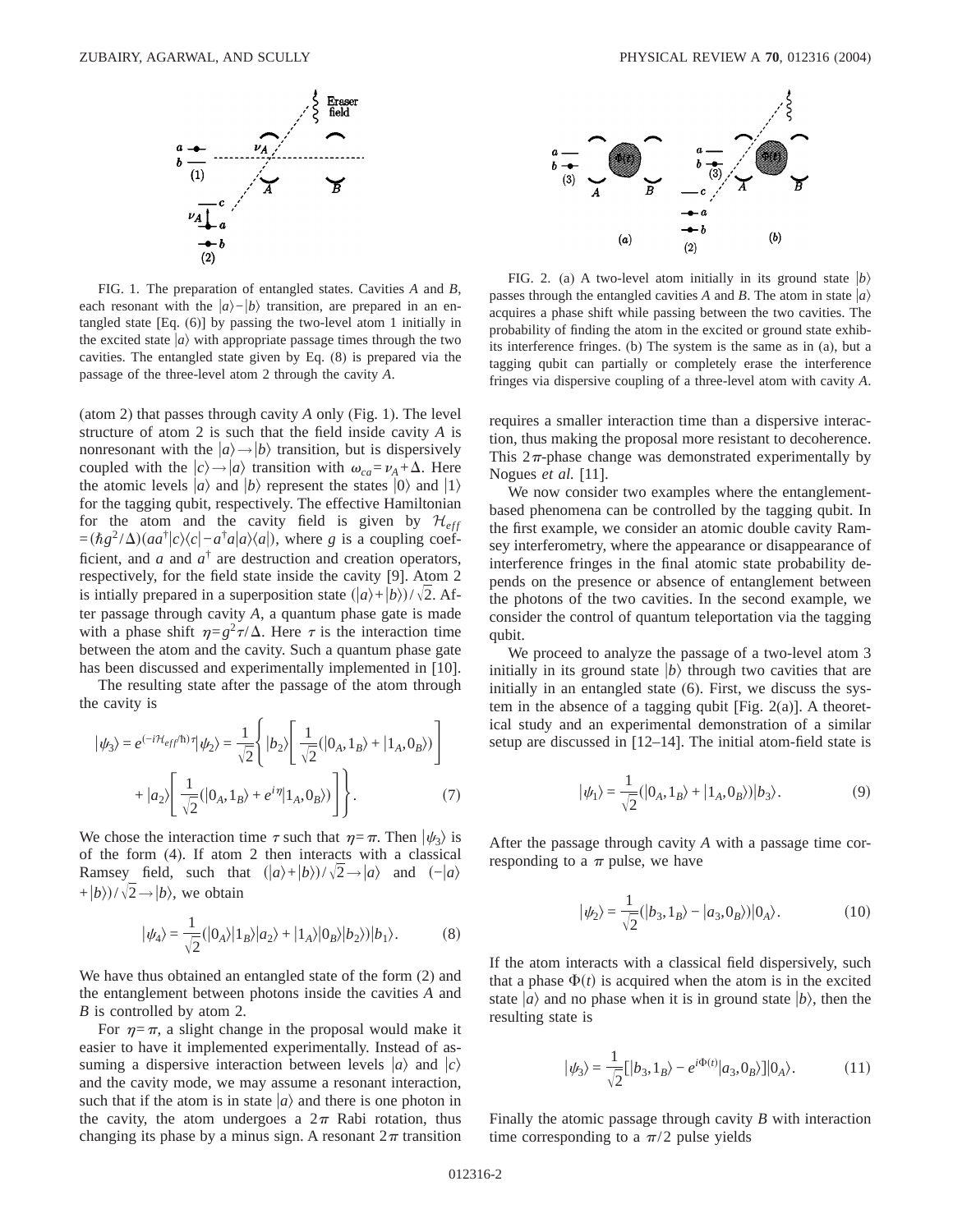FIG. 1. The preparation of entangled states. Cavities $A$ and $B$, each resonant with the $|a\rangle - |b\rangle$ transition, are prepared in an entangled state [Eq. (6)] by passing the two-level atom 1 initially in the excited state $|a\rangle$ with appropriate passage times through the two cavities. The entangled state given by Eq. (8) is prepared via the passage of the three-level atom 2 through the cavity $A$.

(atom 2) that passes through cavity $A$ only (Fig. 1). The level structure of atom 2 is such that the field inside cavity $A$ is nonresonant with the $|a\rangle \to |b\rangle$ transition, but is dispersively coupled with the $|c\rangle \to |a\rangle$ transition with $\omega_{ca} = \nu_A + \Delta$. Here the atomic levels $|a\rangle$ and $|b\rangle$ represent the states $|0\rangle$ and $|1\rangle$ for the tagging qubit, respectively. The effective Hamiltonian for the atom and the cavity field is given by $\mathcal{H}_{eff} = (\hbar g^2/\Delta)(aa^\dagger |c\rangle\langle c| - a^\dagger a |a\rangle\langle a|)$, where $g$ is a coupling coefficient, and $a$ and $a^\dagger$ are destruction and creation operators, respectively, for the field state inside the cavity [9]. Atom 2 is intially prepared in a superposition state $(|a\rangle + |b\rangle)/\sqrt{2}$. After passage through cavity $A$, a quantum phase gate is made with a phase shift $\eta = g^2\tau/\Delta$. Here $\tau$ is the interaction time between the atom and the cavity. Such a quantum phase gate has been discussed and experimentally implemented in [10].

The resulting state after the passage of the atom through the cavity is

$$|\psi_3\rangle = e^{(-i\mathcal{H}_{eff}/\hbar)\tau}|\psi_2\rangle = \frac{1}{\sqrt{2}}\left\{|b_2\rangle\left[\frac{1}{\sqrt{2}}(|0_A, 1_B\rangle + |1_A, 0_B\rangle)\right] + |a_2\rangle\left[\frac{1}{\sqrt{2}}(|0_A, 1_B\rangle + e^{i\eta}|1_A, 0_B\rangle)\right]\right\}. \tag{7}$$

We chose the interaction time $\tau$ such that $\eta = \pi$. Then $|\psi_3\rangle$ is of the form (4). If atom 2 then interacts with a classical Ramsey field, such that $(|a\rangle + |b\rangle)/\sqrt{2} \to |a\rangle$ and $(-|a\rangle + |b\rangle)/\sqrt{2} \to |b\rangle$, we obtain

$$|\psi_4\rangle = \frac{1}{\sqrt{2}}(|0_A\rangle|1_B\rangle|a_2\rangle + |1_A\rangle|0_B\rangle|b_2\rangle)|b_1\rangle. \tag{8}$$

We have thus obtained an entangled state of the form (2) and the entanglement between photons inside the cavities $A$ and $B$ is controlled by atom 2.

For $\eta = \pi$, a slight change in the proposal would make it easier to have it implemented experimentally. Instead of assuming a dispersive interaction between levels $|a\rangle$ and $|c\rangle$ and the cavity mode, we may assume a resonant interaction, such that if the atom is in state $|a\rangle$ and there is one photon in the cavity, the atom undergoes a $2\pi$ Rabi rotation, thus changing its phase by a minus sign. A resonant $2\pi$ transition requires a smaller interaction time than a dispersive interaction, thus making the proposal more resistant to decoherence. This $2\pi$-phase change was demonstrated experimentally by Nogues *et al.* [11].

FIG. 2. (a) A two-level atom initially in its ground state $|b\rangle$ passes through the entangled cavities $A$ and $B$. The atom in state $|a\rangle$ acquires a phase shift while passing between the two cavities. The probability of finding the atom in the excited or ground state exhibits interference fringes. (b) The system is the same as in (a), but a tagging qubit can partially or completely erase the interference fringes via dispersive coupling of a three-level atom with cavity $A$.

We now consider two examples where the entanglement-based phenomena can be controlled by the tagging qubit. In the first example, we consider an atomic double cavity Ramsey interferometry, where the appearance or disappearance of interference fringes in the final atomic state probability depends on the presence or absence of entanglement between the photons of the two cavities. In the second example, we consider the control of quantum teleportation via the tagging qubit.

We proceed to analyze the passage of a two-level atom 3 initially in its ground state $|b\rangle$ through two cavities that are initially in an entangled state (6). First, we discuss the system in the absence of a tagging qubit [Fig. 2(a)]. A theoretical study and an experimental demonstration of a similar setup are discussed in [12–14]. The initial atom-field state is

$$|\psi_1\rangle = \frac{1}{\sqrt{2}}(|0_A, 1_B\rangle + |1_A, 0_B\rangle)|b_3\rangle. \tag{9}$$

After the passage through cavity $A$ with a passage time corresponding to a $\pi$ pulse, we have

$$|\psi_2\rangle = \frac{1}{\sqrt{2}}(|b_3, 1_B\rangle - |a_3, 0_B\rangle)|0_A\rangle. \tag{10}$$

If the atom interacts with a classical field dispersively, such that a phase $\Phi(t)$ is acquired when the atom is in the excited state $|a\rangle$ and no phase when it is in ground state $|b\rangle$, then the resulting state is

$$|\psi_3\rangle = \frac{1}{\sqrt{2}}[|b_3, 1_B\rangle - e^{i\Phi(t)}|a_3, 0_B\rangle]|0_A\rangle. \tag{11}$$

Finally the atomic passage through cavity $B$ with interaction time corresponding to a $\pi/2$ pulse yields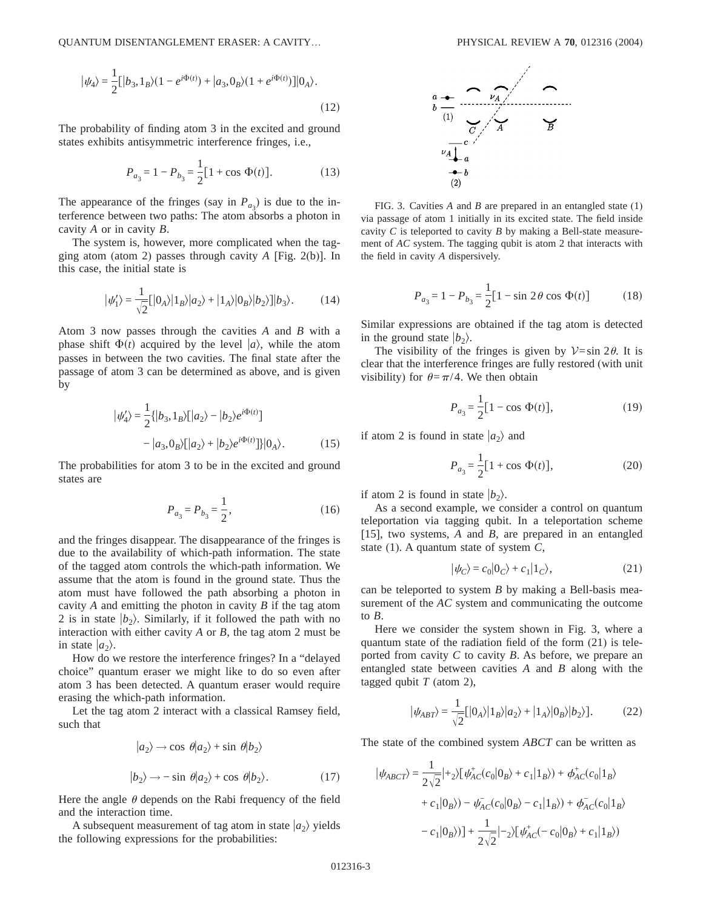$$|\psi_4\rangle = \frac{1}{2}[|b_3,1_B\rangle(1-e^{i\Phi(t)}) + |a_3,0_B\rangle(1+e^{i\Phi(t)})]|0_A\rangle. \tag{12}$$

The probability of finding atom 3 in the excited and ground states exhibits antisymmetric interference fringes, i.e.,

$$P_{a_3} = 1 - P_{b_3} = \frac{1}{2}[1 + \cos\Phi(t)]. \tag{13}$$

The appearance of the fringes (say in $P_{a_3}$) is due to the interference between two paths: The atom absorbs a photon in cavity $A$ or in cavity $B$.

The system is, however, more complicated when the tagging atom (atom 2) passes through cavity $A$ [Fig. 2(b)]. In this case, the initial state is

$$|\psi_1'\rangle = \frac{1}{\sqrt{2}}[|0_A\rangle|1_B\rangle|a_2\rangle + |1_A\rangle|0_B\rangle|b_2\rangle]|b_3\rangle. \tag{14}$$

Atom 3 now passes through the cavities $A$ and $B$ with a phase shift $\Phi(t)$ acquired by the level $|a\rangle$, while the atom passes in between the two cavities. The final state after the passage of atom 3 can be determined as above, and is given by

$$|\psi_4'\rangle = \frac{1}{2}\{|b_3,1_B\rangle[|a_2\rangle - |b_2\rangle e^{i\Phi(t)}] - |a_3,0_B\rangle[|a_2\rangle + |b_2\rangle e^{i\Phi(t)}]\}|0_A\rangle. \tag{15}$$

The probabilities for atom 3 to be in the excited and ground states are

$$P_{a_3} = P_{b_3} = \frac{1}{2}, \tag{16}$$

and the fringes disappear. The disappearance of the fringes is due to the availability of which-path information. The state of the tagged atom controls the which-path information. We assume that the atom is found in the ground state. Thus the atom must have followed the path absorbing a photon in cavity $A$ and emitting the photon in cavity $B$ if the tag atom 2 is in state $|b_2\rangle$. Similarly, if it followed the path with no interaction with either cavity $A$ or $B$, the tag atom 2 must be in state $|a_2\rangle$.

How do we restore the interference fringes? In a "delayed choice" quantum eraser we might like to do so even after atom 3 has been detected. A quantum eraser would require erasing the which-path information.

Let the tag atom 2 interact with a classical Ramsey field, such that

$$|a_2\rangle \to \cos\theta|a_2\rangle + \sin\theta|b_2\rangle$$

$$|b_2\rangle \to -\sin\theta|a_2\rangle + \cos\theta|b_2\rangle. \tag{17}$$

Here the angle $\theta$ depends on the Rabi frequency of the field and the interaction time.

A subsequent measurement of tag atom in state $|a_2\rangle$ yields the following expressions for the probabilities:

FIG. 3. Cavities $A$ and $B$ are prepared in an entangled state (1) via passage of atom 1 initially in its excited state. The field inside cavity $C$ is teleported to cavity $B$ by making a Bell-state measurement of $AC$ system. The tagging qubit is atom 2 that interacts with the field in cavity $A$ dispersively.

$$P_{a_3} = 1 - P_{b_3} = \frac{1}{2}[1 - \sin 2\theta\cos\Phi(t)] \tag{18}$$

Similar expressions are obtained if the tag atom is detected in the ground state $|b_2\rangle$.

The visibility of the fringes is given by $\mathcal{V} = \sin 2\theta$. It is clear that the interference fringes are fully restored (with unit visibility) for $\theta = \pi/4$. We then obtain

$$P_{a_3} = \frac{1}{2}[1 - \cos\Phi(t)], \tag{19}$$

if atom 2 is found in state $|a_2\rangle$ and

$$P_{a_3} = \frac{1}{2}[1 + \cos\Phi(t)], \tag{20}$$

if atom 2 is found in state $|b_2\rangle$.

As a second example, we consider a control on quantum teleportation via tagging qubit. In a teleportation scheme [15], two systems, $A$ and $B$, are prepared in an entangled state (1). A quantum state of system $C$,

$$|\psi_C\rangle = c_0|0_C\rangle + c_1|1_C\rangle, \tag{21}$$

can be teleported to system $B$ by making a Bell-basis measurement of the $AC$ system and communicating the outcome to $B$.

Here we consider the system shown in Fig. 3, where a quantum state of the radiation field of the form (21) is teleported from cavity $C$ to cavity $B$. As before, we prepare an entangled state between cavities $A$ and $B$ along with the tagged qubit $T$ (atom 2),

$$|\psi_{ABT}\rangle = \frac{1}{\sqrt{2}}[|0_A\rangle|1_B\rangle|a_2\rangle + |1_A\rangle|0_B\rangle|b_2\rangle]. \tag{22}$$

The state of the combined system $ABCT$ can be written as

$$|\psi_{ABCT}\rangle = \frac{1}{2\sqrt{2}}|+_2\rangle[\psi_{AC}^{+}(c_0|0_B\rangle + c_1|1_B\rangle) + \phi_{AC}^{+}(c_0|1_B\rangle + c_1|0_B\rangle) - \psi_{AC}^{-}(c_0|0_B\rangle - c_1|1_B\rangle) + \phi_{AC}^{-}(c_0|1_B\rangle - c_1|0_B\rangle)] + \frac{1}{2\sqrt{2}}|-_2\rangle[\psi_{AC}^{+}(-c_0|0_B\rangle + c_1|1_B\rangle)$$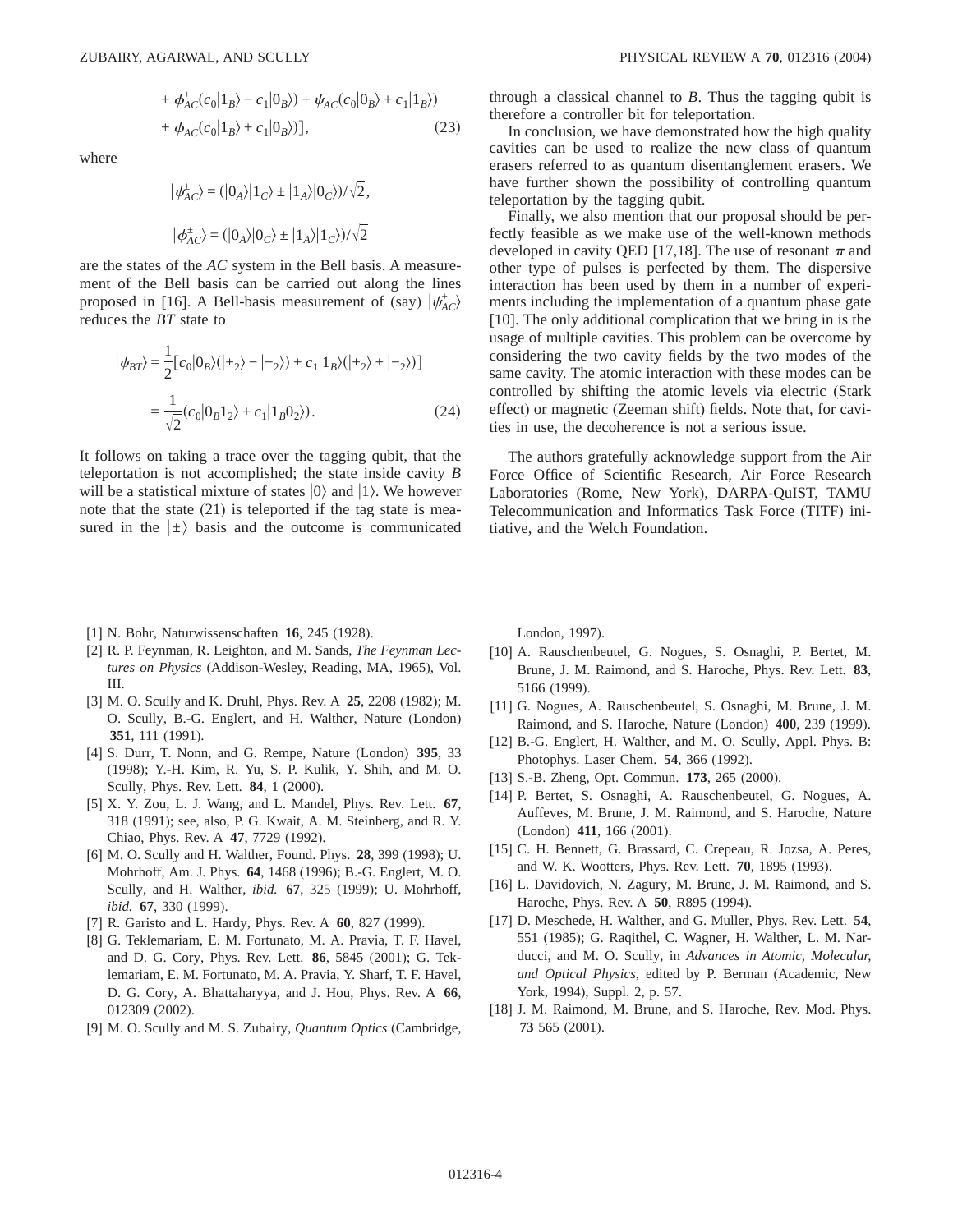$$+\phi_{AC}^{+}(c_0|1_B\rangle - c_1|0_B\rangle) + \psi_{AC}^{-}(c_0|0_B\rangle + c_1|1_B\rangle)$$
$$+ \phi_{AC}^{-}(c_0|1_B\rangle + c_1|0_B\rangle)], \tag{23}$$

where

$$|\psi_{AC}^{\pm}\rangle = (|0_A\rangle|1_C\rangle \pm |1_A\rangle|0_C\rangle)/\sqrt{2},$$

$$|\phi_{AC}^{\pm}\rangle = (|0_A\rangle|0_C\rangle \pm |1_A\rangle|1_C\rangle)/\sqrt{2}$$

are the states of the *AC* system in the Bell basis. A measurement of the Bell basis can be carried out along the lines proposed in [16]. A Bell-basis measurement of (say) $|\psi_{AC}^{+}\rangle$ reduces the *BT* state to

$$|\psi_{BT}\rangle = \frac{1}{2}[c_0|0_B\rangle(|+_2\rangle - |-_2\rangle) + c_1|1_B\rangle(|+_2\rangle + |-_2\rangle)]$$
$$= \frac{1}{\sqrt{2}}(c_0|0_B1_2\rangle + c_1|1_B0_2\rangle). \tag{24}$$

It follows on taking a trace over the tagging qubit, that the teleportation is not accomplished; the state inside cavity *B* will be a statistical mixture of states $|0\rangle$ and $|1\rangle$. We however note that the state (21) is teleported if the tag state is measured in the $|\pm\rangle$ basis and the outcome is communicated through a classical channel to *B*. Thus the tagging qubit is therefore a controller bit for teleportation.

In conclusion, we have demonstrated how the high quality cavities can be used to realize the new class of quantum erasers referred to as quantum disentanglement erasers. We have further shown the possibility of controlling quantum teleportation by the tagging qubit.

Finally, we also mention that our proposal should be perfectly feasible as we make use of the well-known methods developed in cavity QED [17,18]. The use of resonant $\pi$ and other type of pulses is perfected by them. The dispersive interaction has been used by them in a number of experiments including the implementation of a quantum phase gate [10]. The only additional complication that we bring in is the usage of multiple cavities. This problem can be overcome by considering the two cavity fields by the two modes of the same cavity. The atomic interaction with these modes can be controlled by shifting the atomic levels via electric (Stark effect) or magnetic (Zeeman shift) fields. Note that, for cavities in use, the decoherence is not a serious issue.

The authors gratefully acknowledge support from the Air Force Office of Scientific Research, Air Force Research Laboratories (Rome, New York), DARPA-QuIST, TAMU Telecommunication and Informatics Task Force (TITF) initiative, and the Welch Foundation.

---

[1] N. Bohr, Naturwissenschaften **16**, 245 (1928).

[2] R. P. Feynman, R. Leighton, and M. Sands, *The Feynman Lectures on Physics* (Addison-Wesley, Reading, MA, 1965), Vol. III.

[3] M. O. Scully and K. Druhl, Phys. Rev. A **25**, 2208 (1982); M. O. Scully, B.-G. Englert, and H. Walther, Nature (London) **351**, 111 (1991).

[4] S. Durr, T. Nonn, and G. Rempe, Nature (London) **395**, 33 (1998); Y.-H. Kim, R. Yu, S. P. Kulik, Y. Shih, and M. O. Scully, Phys. Rev. Lett. **84**, 1 (2000).

[5] X. Y. Zou, L. J. Wang, and L. Mandel, Phys. Rev. Lett. **67**, 318 (1991); see, also, P. G. Kwait, A. M. Steinberg, and R. Y. Chiao, Phys. Rev. A **47**, 7729 (1992).

[6] M. O. Scully and H. Walther, Found. Phys. **28**, 399 (1998); U. Mohrhoff, Am. J. Phys. **64**, 1468 (1996); B.-G. Englert, M. O. Scully, and H. Walther, *ibid.* **67**, 325 (1999); U. Mohrhoff, *ibid.* **67**, 330 (1999).

[7] R. Garisto and L. Hardy, Phys. Rev. A **60**, 827 (1999).

[8] G. Teklemariam, E. M. Fortunato, M. A. Pravia, T. F. Havel, and D. G. Cory, Phys. Rev. Lett. **86**, 5845 (2001); G. Teklemariam, E. M. Fortunato, M. A. Pravia, Y. Sharf, T. F. Havel, D. G. Cory, A. Bhattaharyya, and J. Hou, Phys. Rev. A **66**, 012309 (2002).

[9] M. O. Scully and M. S. Zubairy, *Quantum Optics* (Cambridge, London, 1997).

[10] A. Rauschenbeutel, G. Nogues, S. Osnaghi, P. Bertet, M. Brune, J. M. Raimond, and S. Haroche, Phys. Rev. Lett. **83**, 5166 (1999).

[11] G. Nogues, A. Rauschenbeutel, S. Osnaghi, M. Brune, J. M. Raimond, and S. Haroche, Nature (London) **400**, 239 (1999).

[12] B.-G. Englert, H. Walther, and M. O. Scully, Appl. Phys. B: Photophys. Laser Chem. **54**, 366 (1992).

[13] S.-B. Zheng, Opt. Commun. **173**, 265 (2000).

[14] P. Bertet, S. Osnaghi, A. Rauschenbeutel, G. Nogues, A. Auffeves, M. Brune, J. M. Raimond, and S. Haroche, Nature (London) **411**, 166 (2001).

[15] C. H. Bennett, G. Brassard, C. Crepeau, R. Jozsa, A. Peres, and W. K. Wootters, Phys. Rev. Lett. **70**, 1895 (1993).

[16] L. Davidovich, N. Zagury, M. Brune, J. M. Raimond, and S. Haroche, Phys. Rev. A **50**, R895 (1994).

[17] D. Meschede, H. Walther, and G. Muller, Phys. Rev. Lett. **54**, 551 (1985); G. Raqithel, C. Wagner, H. Walther, L. M. Narducci, and M. O. Scully, in *Advances in Atomic, Molecular, and Optical Physics*, edited by P. Berman (Academic, New York, 1994), Suppl. 2, p. 57.

[18] J. M. Raimond, M. Brune, and S. Haroche, Rev. Mod. Phys. **73** 565 (2001).